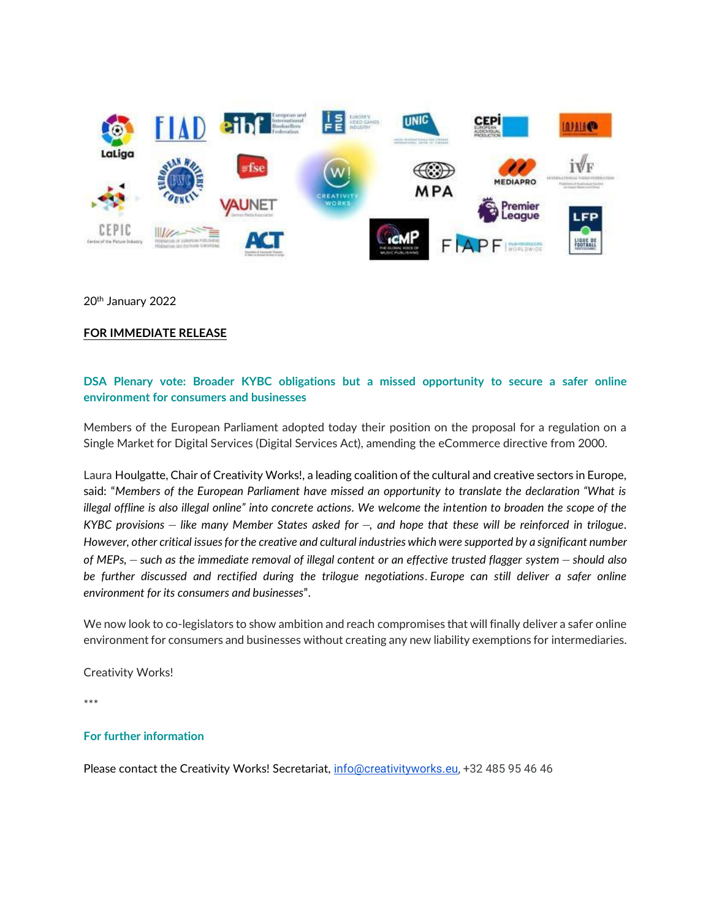20th January 2022

**FOR IMMEDIATE RELEASE**

## DSA Plenary vote: Broader KYBC obligations but a missed opportunity to secure a safer online environment for consumers and businesses

Members of the European Parliament adopted today their position on the proposal for a regulation on a Single Market for Digital Services (Digital Services Act), amending the eCommerce directive from 2000.

Laura Houlgatte, Chair of Creativity Works!, a leading coalition of the cultural and creative sectors in Europe, said: "*Members of the European Parliament have missed an opportunity to translate the declaration "What is illegal offline is also illegal online" into concrete actions. We welcome the intention to broaden the scope of the KYBC provisions – like many Member States asked for –, and hope that these will be reinforced in trilogue. However, other critical issues for the creative and cultural industries which were supported by a significant number of MEPs, – such as the immediate removal of illegal content or an effective trusted flagger system – should also be further discussed and rectified during the trilogue negotiations. Europe can still deliver a safer online environment for its consumers and businesses*".

We now look to co-legislators to show ambition and reach compromises that will finally deliver a safer online environment for consumers and businesses without creating any new liability exemptions for intermediaries.

Creativity Works!

***

### For further information

Please contact the Creativity Works! Secretariat, info@creativityworks.eu, +32 485 95 46 46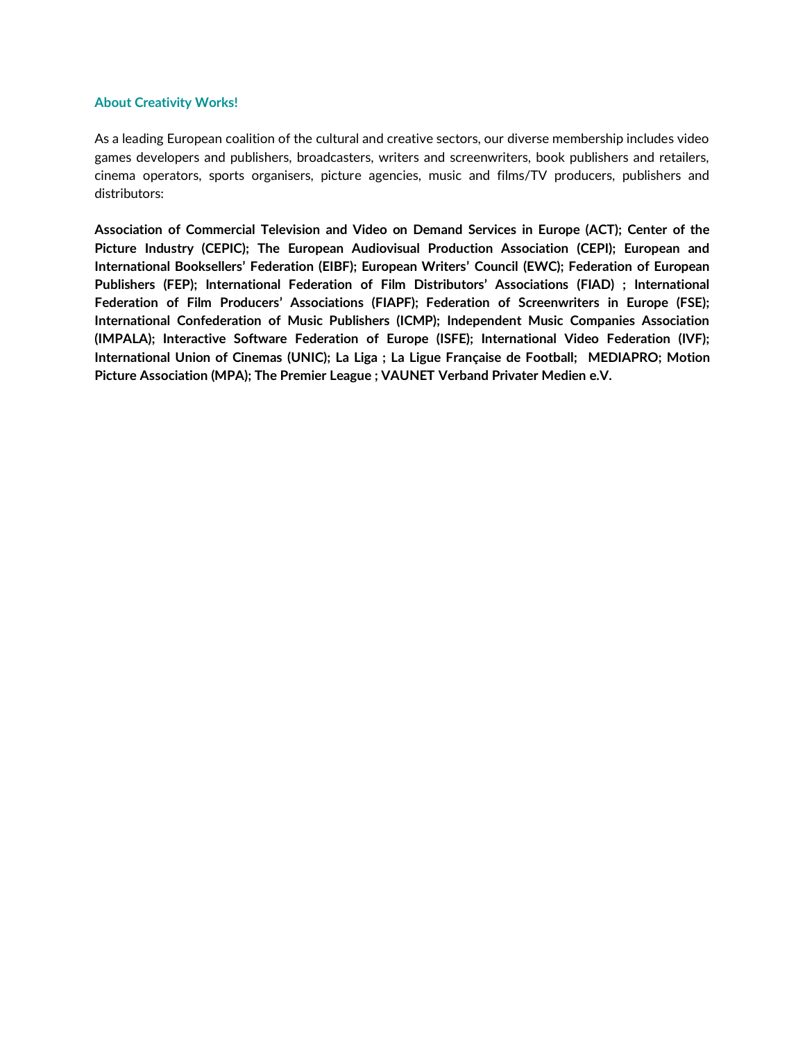**About Creativity Works!**

As a leading European coalition of the cultural and creative sectors, our diverse membership includes video games developers and publishers, broadcasters, writers and screenwriters, book publishers and retailers, cinema operators, sports organisers, picture agencies, music and films/TV producers, publishers and distributors:

**Association of Commercial Television and Video on Demand Services in Europe (ACT); Center of the Picture Industry (CEPIC); The European Audiovisual Production Association (CEPI); European and International Booksellers' Federation (EIBF); European Writers' Council (EWC); Federation of European Publishers (FEP); International Federation of Film Distributors' Associations (FIAD) ; International Federation of Film Producers' Associations (FIAPF); Federation of Screenwriters in Europe (FSE); International Confederation of Music Publishers (ICMP); Independent Music Companies Association (IMPALA); Interactive Software Federation of Europe (ISFE); International Video Federation (IVF); International Union of Cinemas (UNIC); La Liga ; La Ligue Française de Football; MEDIAPRO; Motion Picture Association (MPA); The Premier League ; VAUNET Verband Privater Medien e.V.**